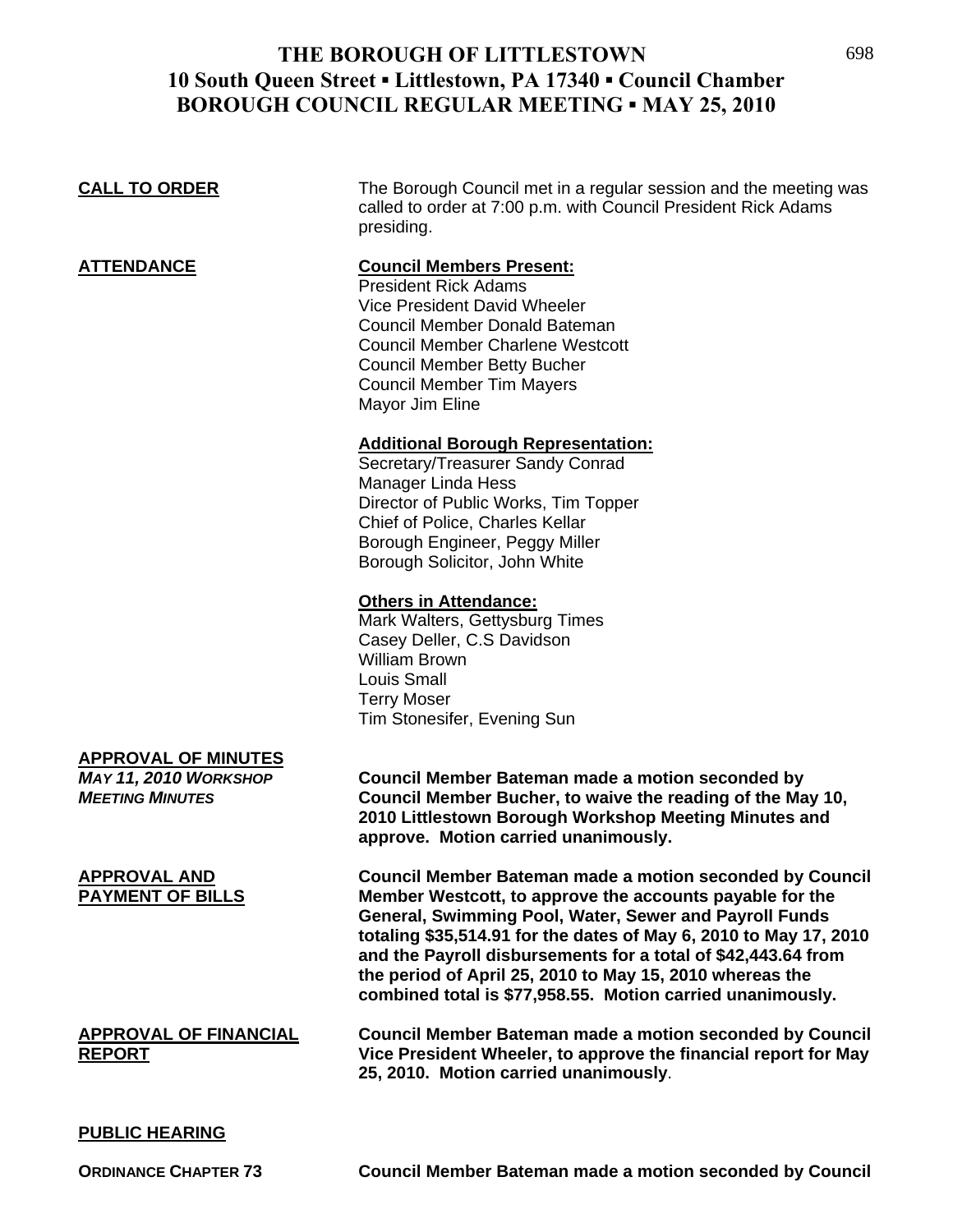# THE BOROUGH OF LITTLESTOWN
## 10 South Queen Street ▪ Littlestown, PA 17340 ▪ Council Chamber
## BOROUGH COUNCIL REGULAR MEETING ▪ MAY 25, 2010

**CALL TO ORDER**

The Borough Council met in a regular session and the meeting was called to order at 7:00 p.m. with Council President Rick Adams presiding.

**ATTENDANCE**

**Council Members Present:**
President Rick Adams
Vice President David Wheeler
Council Member Donald Bateman
Council Member Charlene Westcott
Council Member Betty Bucher
Council Member Tim Mayers
Mayor Jim Eline

**Additional Borough Representation:**
Secretary/Treasurer Sandy Conrad
Manager Linda Hess
Director of Public Works, Tim Topper
Chief of Police, Charles Kellar
Borough Engineer, Peggy Miller
Borough Solicitor, John White

**Others in Attendance:**
Mark Walters, Gettysburg Times
Casey Deller, C.S Davidson
William Brown
Louis Small
Terry Moser
Tim Stonesifer, Evening Sun

**APPROVAL OF MINUTES**

***MAY 11, 2010 WORKSHOP MEETING MINUTES***

**Council Member Bateman made a motion seconded by Council Member Bucher, to waive the reading of the May 10, 2010 Littlestown Borough Workshop Meeting Minutes and approve. Motion carried unanimously.**

**APPROVAL AND PAYMENT OF BILLS**

**Council Member Bateman made a motion seconded by Council Member Westcott, to approve the accounts payable for the General, Swimming Pool, Water, Sewer and Payroll Funds totaling $35,514.91 for the dates of May 6, 2010 to May 17, 2010 and the Payroll disbursements for a total of $42,443.64 from the period of April 25, 2010 to May 15, 2010 whereas the combined total is $77,958.55. Motion carried unanimously.**

**APPROVAL OF FINANCIAL REPORT**

**Council Member Bateman made a motion seconded by Council Vice President Wheeler, to approve the financial report for May 25, 2010. Motion carried unanimously**.

**PUBLIC HEARING**

**ORDINANCE CHAPTER 73**

**Council Member Bateman made a motion seconded by Council**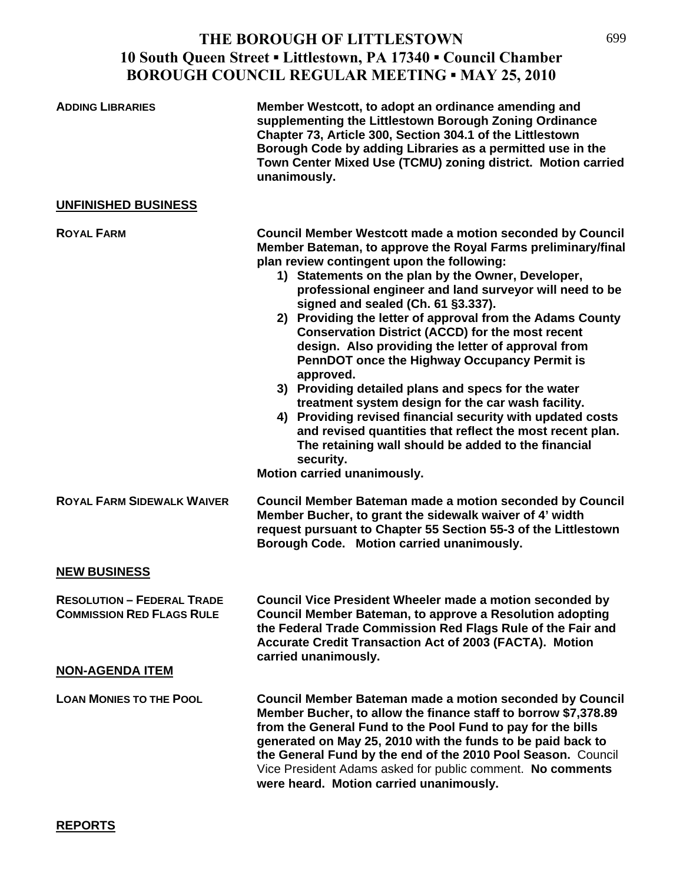# THE BOROUGH OF LITTLESTOWN
## 10 South Queen Street ▪ Littlestown, PA 17340 ▪ Council Chamber
## BOROUGH COUNCIL REGULAR MEETING ▪ MAY 25, 2010

**ADDING LIBRARIES** — **Member Westcott, to adopt an ordinance amending and supplementing the Littlestown Borough Zoning Ordinance Chapter 73, Article 300, Section 304.1 of the Littlestown Borough Code by adding Libraries as a permitted use in the Town Center Mixed Use (TCMU) zoning district. Motion carried unanimously.**

**UNFINISHED BUSINESS**

**ROYAL FARM** — **Council Member Westcott made a motion seconded by Council Member Bateman, to approve the Royal Farms preliminary/final plan review contingent upon the following:**

1) **Statements on the plan by the Owner, Developer, professional engineer and land surveyor will need to be signed and sealed (Ch. 61 §3.337).**
2) **Providing the letter of approval from the Adams County Conservation District (ACCD) for the most recent design. Also providing the letter of approval from PennDOT once the Highway Occupancy Permit is approved.**
3) **Providing detailed plans and specs for the water treatment system design for the car wash facility.**
4) **Providing revised financial security with updated costs and revised quantities that reflect the most recent plan. The retaining wall should be added to the financial security.**

**Motion carried unanimously.**

**ROYAL FARM SIDEWALK WAIVER** — **Council Member Bateman made a motion seconded by Council Member Bucher, to grant the sidewalk waiver of 4' width request pursuant to Chapter 55 Section 55-3 of the Littlestown Borough Code. Motion carried unanimously.**

**NEW BUSINESS**

**RESOLUTION – FEDERAL TRADE COMMISSION RED FLAGS RULE** — **Council Vice President Wheeler made a motion seconded by Council Member Bateman, to approve a Resolution adopting the Federal Trade Commission Red Flags Rule of the Fair and Accurate Credit Transaction Act of 2003 (FACTA). Motion carried unanimously.**

**NON-AGENDA ITEM**

**LOAN MONIES TO THE POOL** — **Council Member Bateman made a motion seconded by Council Member Bucher, to allow the finance staff to borrow $7,378.89 from the General Fund to the Pool Fund to pay for the bills generated on May 25, 2010 with the funds to be paid back to the General Fund by the end of the 2010 Pool Season.** Council Vice President Adams asked for public comment. **No comments were heard. Motion carried unanimously.**

**REPORTS**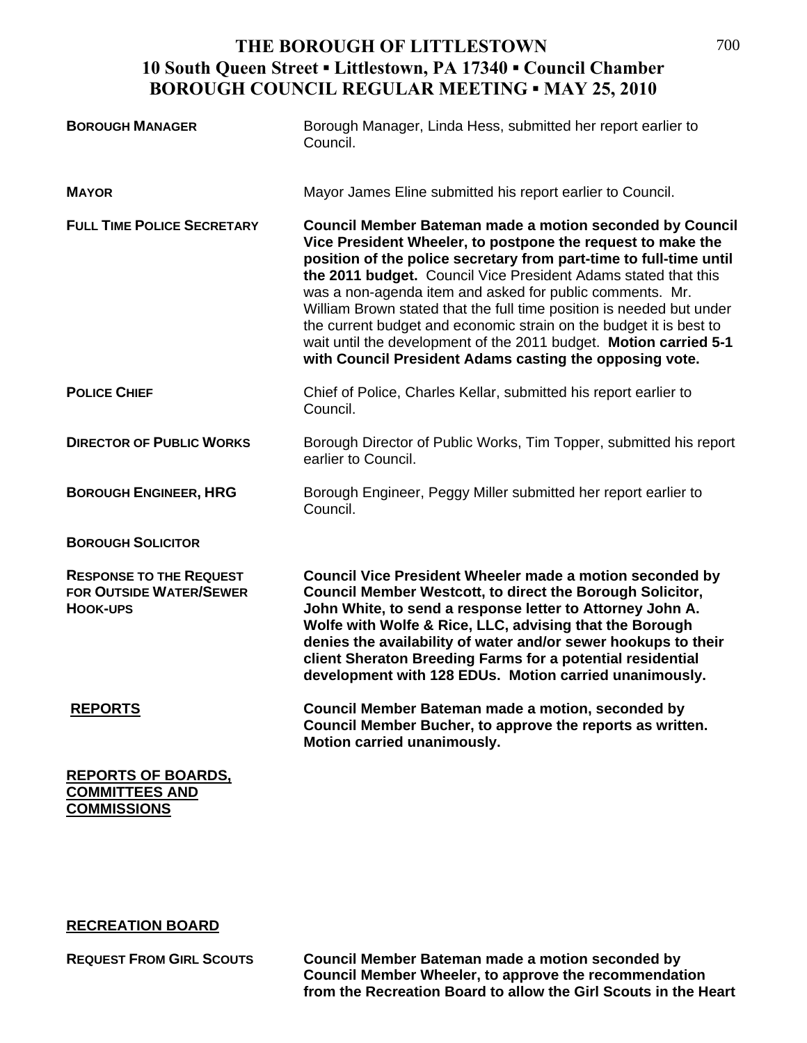# THE BOROUGH OF LITTLESTOWN
## 10 South Queen Street ▪ Littlestown, PA 17340 ▪ Council Chamber
## BOROUGH COUNCIL REGULAR MEETING ▪ MAY 25, 2010

**BOROUGH MANAGER**

Borough Manager, Linda Hess, submitted her report earlier to Council.

**MAYOR**

Mayor James Eline submitted his report earlier to Council.

**FULL TIME POLICE SECRETARY**

**Council Member Bateman made a motion seconded by Council Vice President Wheeler, to postpone the request to make the position of the police secretary from part-time to full-time until the 2011 budget.** Council Vice President Adams stated that this was a non-agenda item and asked for public comments. Mr. William Brown stated that the full time position is needed but under the current budget and economic strain on the budget it is best to wait until the development of the 2011 budget. **Motion carried 5-1 with Council President Adams casting the opposing vote.**

**POLICE CHIEF**

Chief of Police, Charles Kellar, submitted his report earlier to Council.

**DIRECTOR OF PUBLIC WORKS**

Borough Director of Public Works, Tim Topper, submitted his report earlier to Council.

**BOROUGH ENGINEER, HRG**

Borough Engineer, Peggy Miller submitted her report earlier to Council.

**BOROUGH SOLICITOR**

**RESPONSE TO THE REQUEST FOR OUTSIDE WATER/SEWER HOOK-UPS**

**Council Vice President Wheeler made a motion seconded by Council Member Westcott, to direct the Borough Solicitor, John White, to send a response letter to Attorney John A. Wolfe with Wolfe & Rice, LLC, advising that the Borough denies the availability of water and/or sewer hookups to their client Sheraton Breeding Farms for a potential residential development with 128 EDUs. Motion carried unanimously.**

**REPORTS**

**Council Member Bateman made a motion, seconded by Council Member Bucher, to approve the reports as written. Motion carried unanimously.**

**REPORTS OF BOARDS, COMMITTEES AND COMMISSIONS**

**RECREATION BOARD**

**REQUEST FROM GIRL SCOUTS**

**Council Member Bateman made a motion seconded by Council Member Wheeler, to approve the recommendation from the Recreation Board to allow the Girl Scouts in the Heart**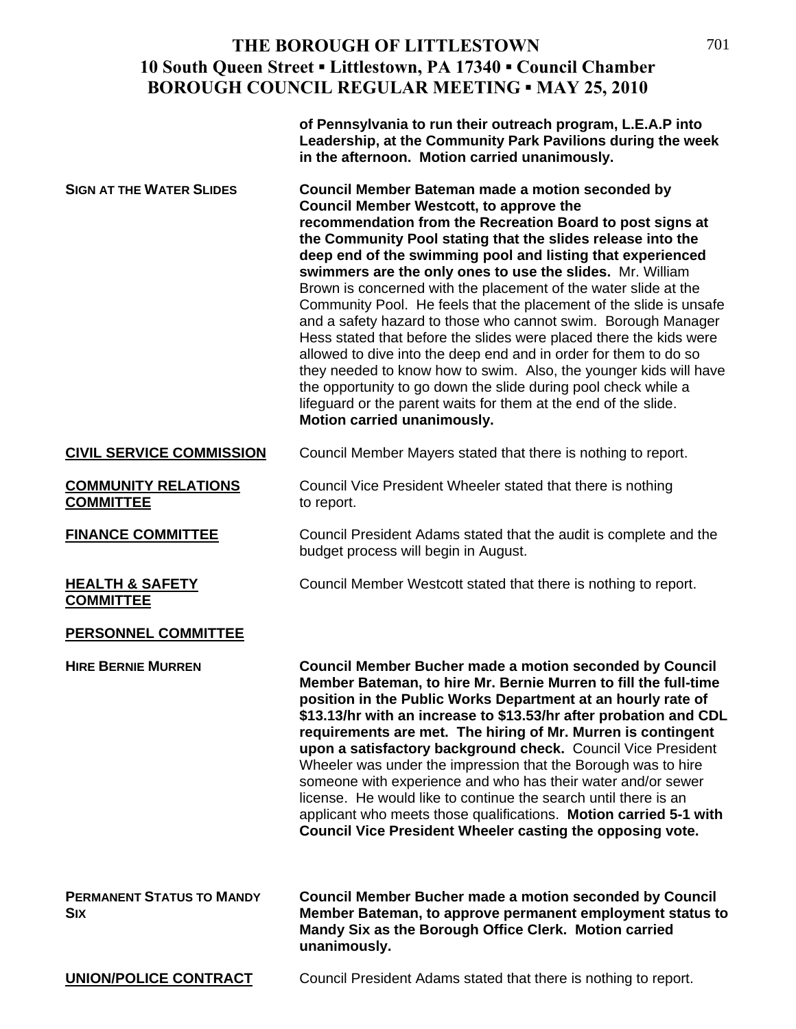**of Pennsylvania to run their outreach program, L.E.A.P into Leadership, at the Community Park Pavilions during the week in the afternoon. Motion carried unanimously.**

**SIGN AT THE WATER SLIDES**

**Council Member Bateman made a motion seconded by Council Member Westcott, to approve the recommendation from the Recreation Board to post signs at the Community Pool stating that the slides release into the deep end of the swimming pool and listing that experienced swimmers are the only ones to use the slides.** Mr. William Brown is concerned with the placement of the water slide at the Community Pool. He feels that the placement of the slide is unsafe and a safety hazard to those who cannot swim. Borough Manager Hess stated that before the slides were placed there the kids were allowed to dive into the deep end and in order for them to do so they needed to know how to swim. Also, the younger kids will have the opportunity to go down the slide during pool check while a lifeguard or the parent waits for them at the end of the slide. **Motion carried unanimously.**

## CIVIL SERVICE COMMISSION

Council Member Mayers stated that there is nothing to report.

## COMMUNITY RELATIONS COMMITTEE

Council Vice President Wheeler stated that there is nothing to report.

## FINANCE COMMITTEE

Council President Adams stated that the audit is complete and the budget process will begin in August.

## HEALTH & SAFETY COMMITTEE

Council Member Westcott stated that there is nothing to report.

## PERSONNEL COMMITTEE

**HIRE BERNIE MURREN**

**Council Member Bucher made a motion seconded by Council Member Bateman, to hire Mr. Bernie Murren to fill the full-time position in the Public Works Department at an hourly rate of $13.13/hr with an increase to $13.53/hr after probation and CDL requirements are met. The hiring of Mr. Murren is contingent upon a satisfactory background check.** Council Vice President Wheeler was under the impression that the Borough was to hire someone with experience and who has their water and/or sewer license. He would like to continue the search until there is an applicant who meets those qualifications. **Motion carried 5-1 with Council Vice President Wheeler casting the opposing vote.**

**PERMANENT STATUS TO MANDY SIX**

**Council Member Bucher made a motion seconded by Council Member Bateman, to approve permanent employment status to Mandy Six as the Borough Office Clerk. Motion carried unanimously.**

## UNION/POLICE CONTRACT

Council President Adams stated that there is nothing to report.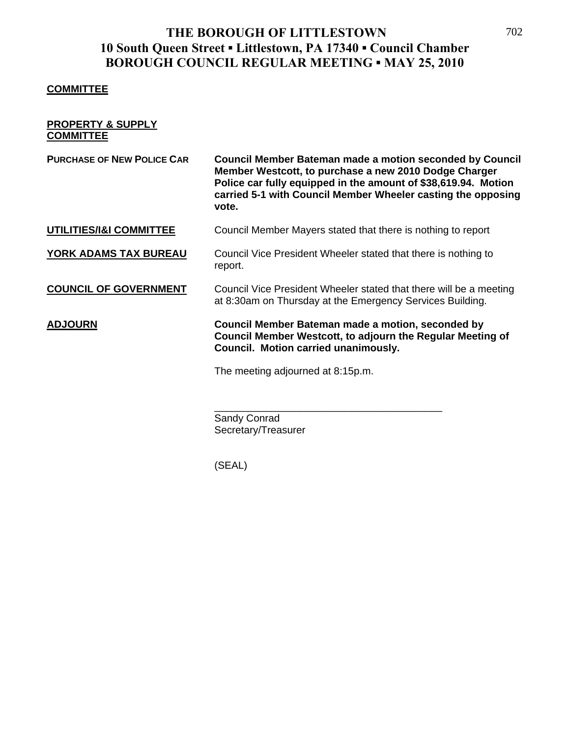# THE BOROUGH OF LITTLESTOWN
## 10 South Queen Street ▪ Littlestown, PA 17340 ▪ Council Chamber
## BOROUGH COUNCIL REGULAR MEETING ▪ MAY 25, 2010

**COMMITTEE**

**PROPERTY & SUPPLY COMMITTEE**

**PURCHASE OF NEW POLICE CAR** — **Council Member Bateman made a motion seconded by Council Member Westcott, to purchase a new 2010 Dodge Charger Police car fully equipped in the amount of $38,619.94. Motion carried 5-1 with Council Member Wheeler casting the opposing vote.**

**UTILITIES/I&I COMMITTEE** — Council Member Mayers stated that there is nothing to report

**YORK ADAMS TAX BUREAU** — Council Vice President Wheeler stated that there is nothing to report.

**COUNCIL OF GOVERNMENT** — Council Vice President Wheeler stated that there will be a meeting at 8:30am on Thursday at the Emergency Services Building.

**ADJOURN** — **Council Member Bateman made a motion, seconded by Council Member Westcott, to adjourn the Regular Meeting of Council. Motion carried unanimously.**

The meeting adjourned at 8:15p.m.

\_\_\_\_\_\_\_\_\_\_\_\_\_\_\_\_\_\_\_\_\_\_\_\_\_\_\_\_\_\_\_\_\_\_\_\_\_\_\_\_

Sandy Conrad
Secretary/Treasurer

(SEAL)